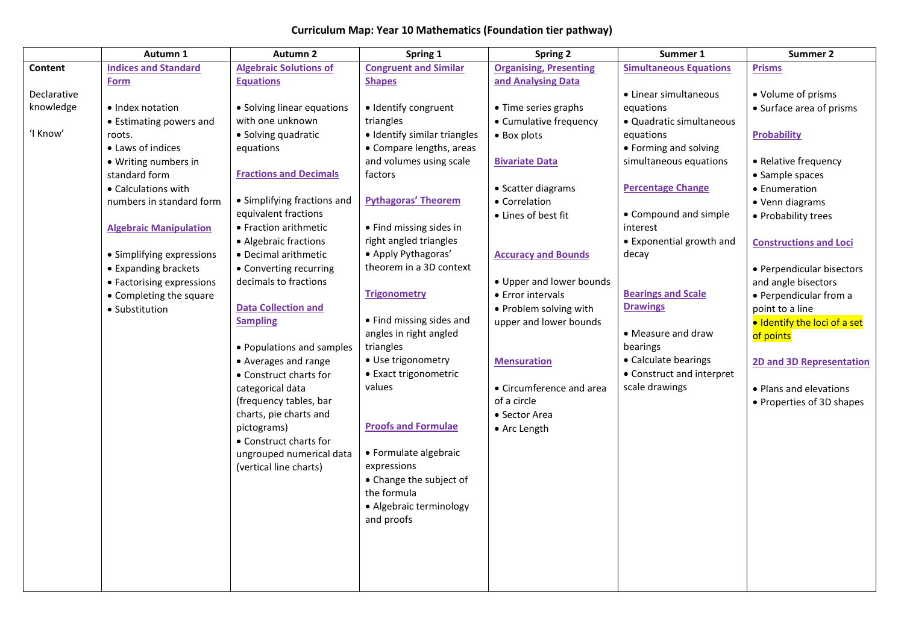# Curriculum Map: Year 10 Mathematics (Foundation tier pathway)

| | Autumn 1 | Autumn 2 | Spring 1 | Spring 2 | Summer 1 | Summer 2 |
|---|---|---|---|---|---|---|
| **Content**<br><br>Declarative knowledge<br><br>'I Know' | **Indices and Standard Form**<br><br>• Index notation<br>• Estimating powers and roots.<br>• Laws of indices<br>• Writing numbers in standard form<br>• Calculations with numbers in standard form<br><br>**Algebraic Manipulation**<br><br>• Simplifying expressions<br>• Expanding brackets<br>• Factorising expressions<br>• Completing the square<br>• Substitution | **Algebraic Solutions of Equations**<br><br>• Solving linear equations with one unknown<br>• Solving quadratic equations<br><br>**Fractions and Decimals**<br><br>• Simplifying fractions and equivalent fractions<br>• Fraction arithmetic<br>• Algebraic fractions<br>• Decimal arithmetic<br>• Converting recurring decimals to fractions<br><br>**Data Collection and Sampling**<br><br>• Populations and samples<br>• Averages and range<br>• Construct charts for categorical data (frequency tables, bar charts, pie charts and pictograms)<br>• Construct charts for ungrouped numerical data (vertical line charts) | **Congruent and Similar Shapes**<br><br>• Identify congruent triangles<br>• Identify similar triangles<br>• Compare lengths, areas and volumes using scale factors<br><br>**Pythagoras' Theorem**<br><br>• Find missing sides in right angled triangles<br>• Apply Pythagoras' theorem in a 3D context<br><br>**Trigonometry**<br><br>• Find missing sides and angles in right angled triangles<br>• Use trigonometry<br>• Exact trigonometric values<br><br>**Proofs and Formulae**<br><br>• Formulate algebraic expressions<br>• Change the subject of the formula<br>• Algebraic terminology and proofs | **Organising, Presenting and Analysing Data**<br><br>• Time series graphs<br>• Cumulative frequency<br>• Box plots<br><br>**Bivariate Data**<br><br>• Scatter diagrams<br>• Correlation<br>• Lines of best fit<br><br>**Accuracy and Bounds**<br><br>• Upper and lower bounds<br>• Error intervals<br>• Problem solving with upper and lower bounds<br><br>**Mensuration**<br><br>• Circumference and area of a circle<br>• Sector Area<br>• Arc Length | **Simultaneous Equations**<br><br>• Linear simultaneous equations<br>• Quadratic simultaneous equations<br>• Forming and solving simultaneous equations<br><br>**Percentage Change**<br><br>• Compound and simple interest<br>• Exponential growth and decay<br><br>**Bearings and Scale Drawings**<br><br>• Measure and draw bearings<br>• Calculate bearings<br>• Construct and interpret scale drawings | **Prisms**<br><br>• Volume of prisms<br>• Surface area of prisms<br><br>**Probability**<br><br>• Relative frequency<br>• Sample spaces<br>• Enumeration<br>• Venn diagrams<br>• Probability trees<br><br>**Constructions and Loci**<br><br>• Perpendicular bisectors and angle bisectors<br>• Perpendicular from a point to a line<br>• Identify the loci of a set of points<br><br>**2D and 3D Representation**<br><br>• Plans and elevations<br>• Properties of 3D shapes |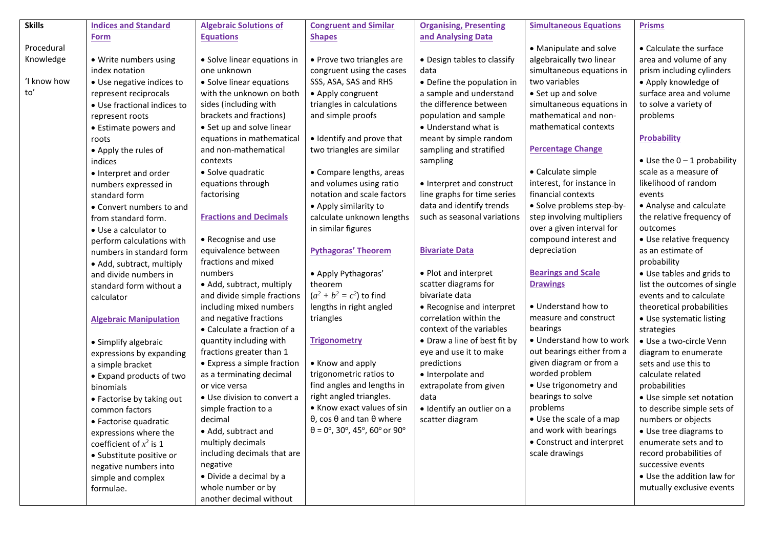| Skills | Indices and Standard Form | Algebraic Solutions of Equations | Congruent and Similar Shapes | Organising, Presenting and Analysing Data | Simultaneous Equations | Prisms |
|---|---|---|---|---|---|---|
| Procedural Knowledge<br><br>'I know how to' | • Write numbers using index notation<br>• Use negative indices to represent reciprocals<br>• Use fractional indices to represent roots<br>• Estimate powers and roots<br>• Apply the rules of indices<br>• Interpret and order numbers expressed in standard form<br>• Convert numbers to and from standard form.<br>• Use a calculator to perform calculations with numbers in standard form<br>• Add, subtract, multiply and divide numbers in standard form without a calculator<br><br>**Algebraic Manipulation**<br><br>• Simplify algebraic expressions by expanding a simple bracket<br>• Expand products of two binomials<br>• Factorise by taking out common factors<br>• Factorise quadratic expressions where the coefficient of $x^2$ is 1<br>• Substitute positive or negative numbers into simple and complex formulae. | • Solve linear equations in one unknown<br>• Solve linear equations with the unknown on both sides (including with brackets and fractions)<br>• Set up and solve linear equations in mathematical and non-mathematical contexts<br>• Solve quadratic equations through factorising<br><br>**Fractions and Decimals**<br><br>• Recognise and use equivalence between fractions and mixed numbers<br>• Add, subtract, multiply and divide simple fractions including mixed numbers and negative fractions<br>• Calculate a fraction of a quantity including with fractions greater than 1<br>• Express a simple fraction as a terminating decimal or vice versa<br>• Use division to convert a simple fraction to a decimal<br>• Add, subtract and multiply decimals including decimals that are negative<br>• Divide a decimal by a whole number or by another decimal without | • Prove two triangles are congruent using the cases SSS, ASA, SAS and RHS<br>• Apply congruent triangles in calculations and simple proofs<br><br>• Identify and prove that two triangles are similar<br><br>• Compare lengths, areas and volumes using ratio notation and scale factors<br>• Apply similarity to calculate unknown lengths in similar figures<br><br>**Pythagoras' Theorem**<br><br>• Apply Pythagoras' theorem ($a^2 + b^2 = c^2$) to find lengths in right angled triangles<br><br>**Trigonometry**<br><br>• Know and apply trigonometric ratios to find angles and lengths in right angled triangles.<br>• Know exact values of sin θ, cos θ and tan θ where θ = 0°, 30°, 45°, 60° or 90° | • Design tables to classify data<br>• Define the population in a sample and understand the difference between population and sample<br>• Understand what is meant by simple random sampling and stratified sampling<br><br>• Interpret and construct line graphs for time series data and identify trends such as seasonal variations<br><br>**Bivariate Data**<br><br>• Plot and interpret scatter diagrams for bivariate data<br>• Recognise and interpret correlation within the context of the variables<br>• Draw a line of best fit by eye and use it to make predictions<br>• Interpolate and extrapolate from given data<br>• Identify an outlier on a scatter diagram | • Manipulate and solve algebraically two linear simultaneous equations in two variables<br>• Set up and solve simultaneous equations in mathematical and non-mathematical contexts<br><br>**Percentage Change**<br><br>• Calculate simple interest, for instance in financial contexts<br>• Solve problems step-by-step involving multipliers over a given interval for compound interest and depreciation<br><br>**Bearings and Scale Drawings**<br><br>• Understand how to measure and construct bearings<br>• Understand how to work out bearings either from a given diagram or from a worded problem<br>• Use trigonometry and bearings to solve problems<br>• Use the scale of a map and work with bearings<br>• Construct and interpret scale drawings | • Calculate the surface area and volume of any prism including cylinders<br>• Apply knowledge of surface area and volume to solve a variety of problems<br><br>**Probability**<br><br>• Use the 0 – 1 probability scale as a measure of likelihood of random events<br>• Analyse and calculate the relative frequency of outcomes<br>• Use relative frequency as an estimate of probability<br>• Use tables and grids to list the outcomes of single events and to calculate theoretical probabilities<br>• Use systematic listing strategies<br>• Use a two-circle Venn diagram to enumerate sets and use this to calculate related probabilities<br>• Use simple set notation to describe simple sets of numbers or objects<br>• Use tree diagrams to enumerate sets and to record probabilities of successive events<br>• Use the addition law for mutually exclusive events |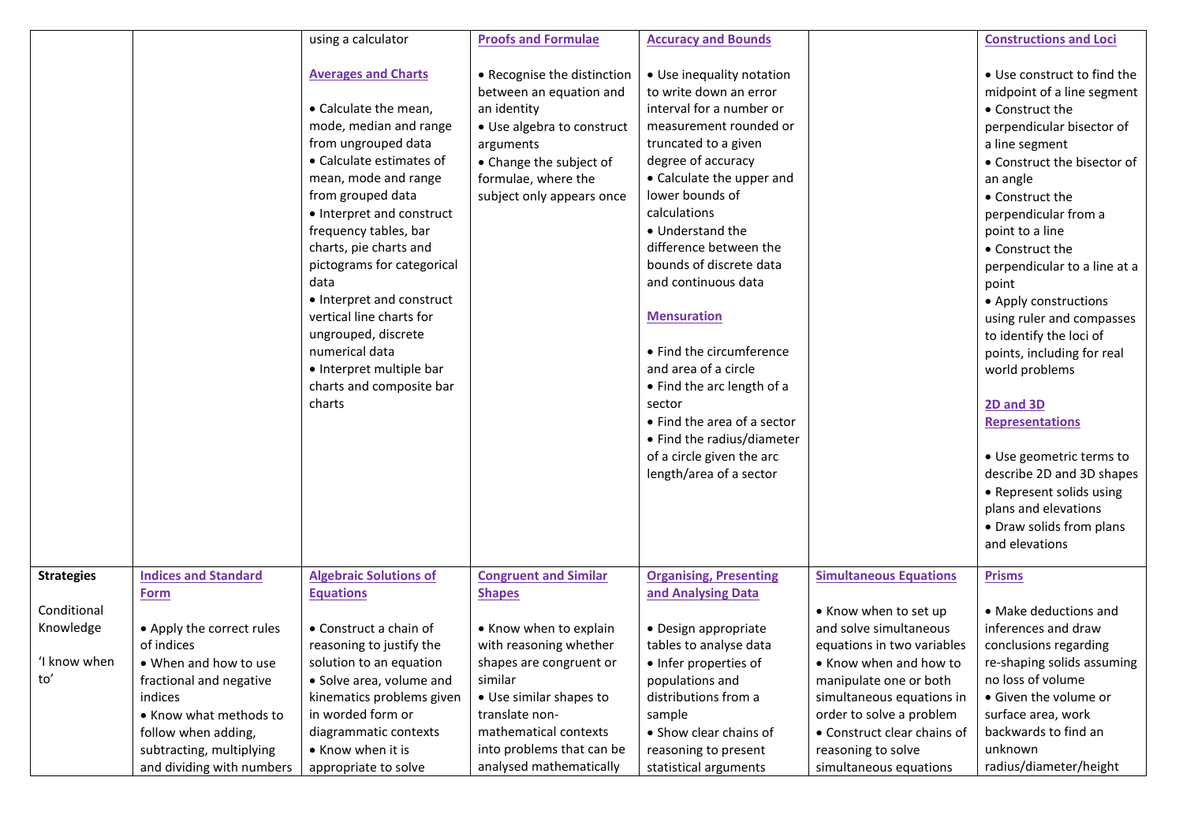| | | | | | | |
|---|---|---|---|---|---|---|
| | | using a calculator<br><br>**Averages and Charts**<br><br>• Calculate the mean, mode, median and range from ungrouped data<br>• Calculate estimates of mean, mode and range from grouped data<br>• Interpret and construct frequency tables, bar charts, pie charts and pictograms for categorical data<br>• Interpret and construct vertical line charts for ungrouped, discrete numerical data<br>• Interpret multiple bar charts and composite bar charts | **Proofs and Formulae**<br><br>• Recognise the distinction between an equation and an identity<br>• Use algebra to construct arguments<br>• Change the subject of formulae, where the subject only appears once | **Accuracy and Bounds**<br><br>• Use inequality notation to write down an error interval for a number or measurement rounded or truncated to a given degree of accuracy<br>• Calculate the upper and lower bounds of calculations<br>• Understand the difference between the bounds of discrete data and continuous data<br><br>**Mensuration**<br><br>• Find the circumference and area of a circle<br>• Find the arc length of a sector<br>• Find the area of a sector<br>• Find the radius/diameter of a circle given the arc length/area of a sector | | **Constructions and Loci**<br><br>• Use construct to find the midpoint of a line segment<br>• Construct the perpendicular bisector of a line segment<br>• Construct the bisector of an angle<br>• Construct the perpendicular from a point to a line<br>• Construct the perpendicular to a line at a point<br>• Apply constructions using ruler and compasses to identify the loci of points, including for real world problems<br><br>**2D and 3D Representations**<br><br>• Use geometric terms to describe 2D and 3D shapes<br>• Represent solids using plans and elevations<br>• Draw solids from plans and elevations |
| **Strategies**<br><br>Conditional Knowledge<br><br>'I know when to' | **Indices and Standard Form**<br><br>• Apply the correct rules of indices<br>• When and how to use fractional and negative indices<br>• Know what methods to follow when adding, subtracting, multiplying and dividing with numbers | **Algebraic Solutions of Equations**<br><br>• Construct a chain of reasoning to justify the solution to an equation<br>• Solve area, volume and kinematics problems given in worded form or diagrammatic contexts<br>• Know when it is appropriate to solve | **Congruent and Similar Shapes**<br><br>• Know when to explain with reasoning whether shapes are congruent or similar<br>• Use similar shapes to translate non-mathematical contexts into problems that can be analysed mathematically | **Organising, Presenting and Analysing Data**<br><br>• Design appropriate tables to analyse data<br>• Infer properties of populations and distributions from a sample<br>• Show clear chains of reasoning to present statistical arguments | **Simultaneous Equations**<br><br>• Know when to set up and solve simultaneous equations in two variables<br>• Know when and how to manipulate one or both simultaneous equations in order to solve a problem<br>• Construct clear chains of reasoning to solve simultaneous equations | **Prisms**<br><br>• Make deductions and inferences and draw conclusions regarding re-shaping solids assuming no loss of volume<br>• Given the volume or surface area, work backwards to find an unknown radius/diameter/height |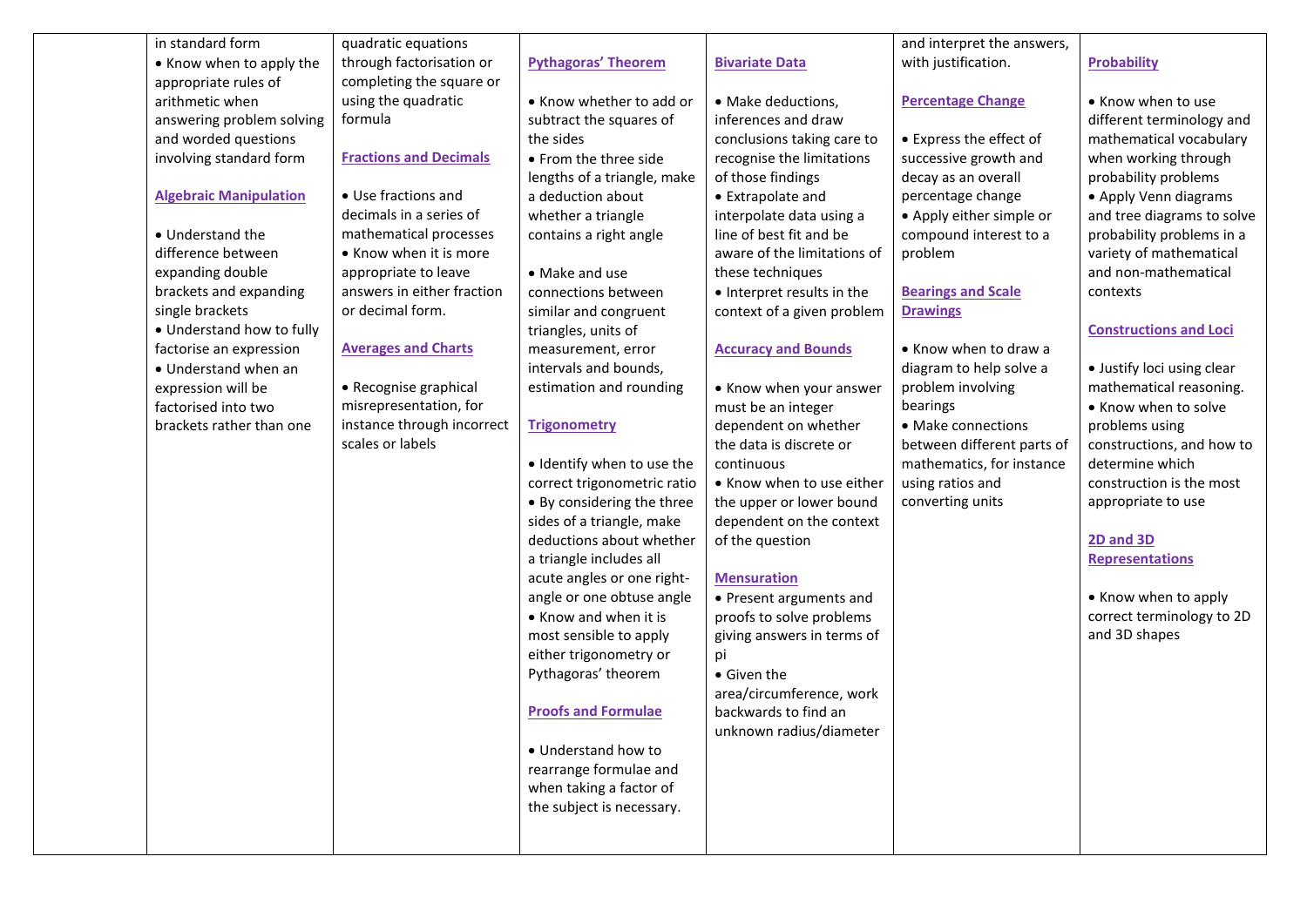|  |  |  |  |  |  |  |
|---|---|---|---|---|---|---|
|  | in standard form<br>• Know when to apply the appropriate rules of arithmetic when answering problem solving and worded questions involving standard form<br><br>**Algebraic Manipulation**<br><br>• Understand the difference between expanding double brackets and expanding single brackets<br>• Understand how to fully factorise an expression<br>• Understand when an expression will be factorised into two brackets rather than one | quadratic equations through factorisation or completing the square or using the quadratic formula<br><br>**Fractions and Decimals**<br><br>• Use fractions and decimals in a series of mathematical processes<br>• Know when it is more appropriate to leave answers in either fraction or decimal form.<br><br>**Averages and Charts**<br><br>• Recognise graphical misrepresentation, for instance through incorrect scales or labels | **Pythagoras' Theorem**<br><br>• Know whether to add or subtract the squares of the sides<br>• From the three side lengths of a triangle, make a deduction about whether a triangle contains a right angle<br><br>• Make and use connections between similar and congruent triangles, units of measurement, error intervals and bounds, estimation and rounding<br><br>**Trigonometry**<br><br>• Identify when to use the correct trigonometric ratio<br>• By considering the three sides of a triangle, make deductions about whether a triangle includes all acute angles or one right-angle or one obtuse angle<br>• Know and when it is most sensible to apply either trigonometry or Pythagoras' theorem<br><br>**Proofs and Formulae**<br><br>• Understand how to rearrange formulae and when taking a factor of the subject is necessary. | **Bivariate Data**<br><br>• Make deductions, inferences and draw conclusions taking care to recognise the limitations of those findings<br>• Extrapolate and interpolate data using a line of best fit and be aware of the limitations of these techniques<br>• Interpret results in the context of a given problem<br><br>**Accuracy and Bounds**<br><br>• Know when your answer must be an integer dependent on whether the data is discrete or continuous<br>• Know when to use either the upper or lower bound dependent on the context of the question<br><br>**Mensuration**<br>• Present arguments and proofs to solve problems giving answers in terms of pi<br>• Given the area/circumference, work backwards to find an unknown radius/diameter | and interpret the answers, with justification.<br><br>**Percentage Change**<br><br>• Express the effect of successive growth and decay as an overall percentage change<br>• Apply either simple or compound interest to a problem<br><br>**Bearings and Scale Drawings**<br><br>• Know when to draw a diagram to help solve a problem involving bearings<br>• Make connections between different parts of mathematics, for instance using ratios and converting units | **Probability**<br><br>• Know when to use different terminology and mathematical vocabulary when working through probability problems<br>• Apply Venn diagrams and tree diagrams to solve probability problems in a variety of mathematical and non-mathematical contexts<br><br>**Constructions and Loci**<br><br>• Justify loci using clear mathematical reasoning.<br>• Know when to solve problems using constructions, and how to determine which construction is the most appropriate to use<br><br>**2D and 3D Representations**<br><br>• Know when to apply correct terminology to 2D and 3D shapes |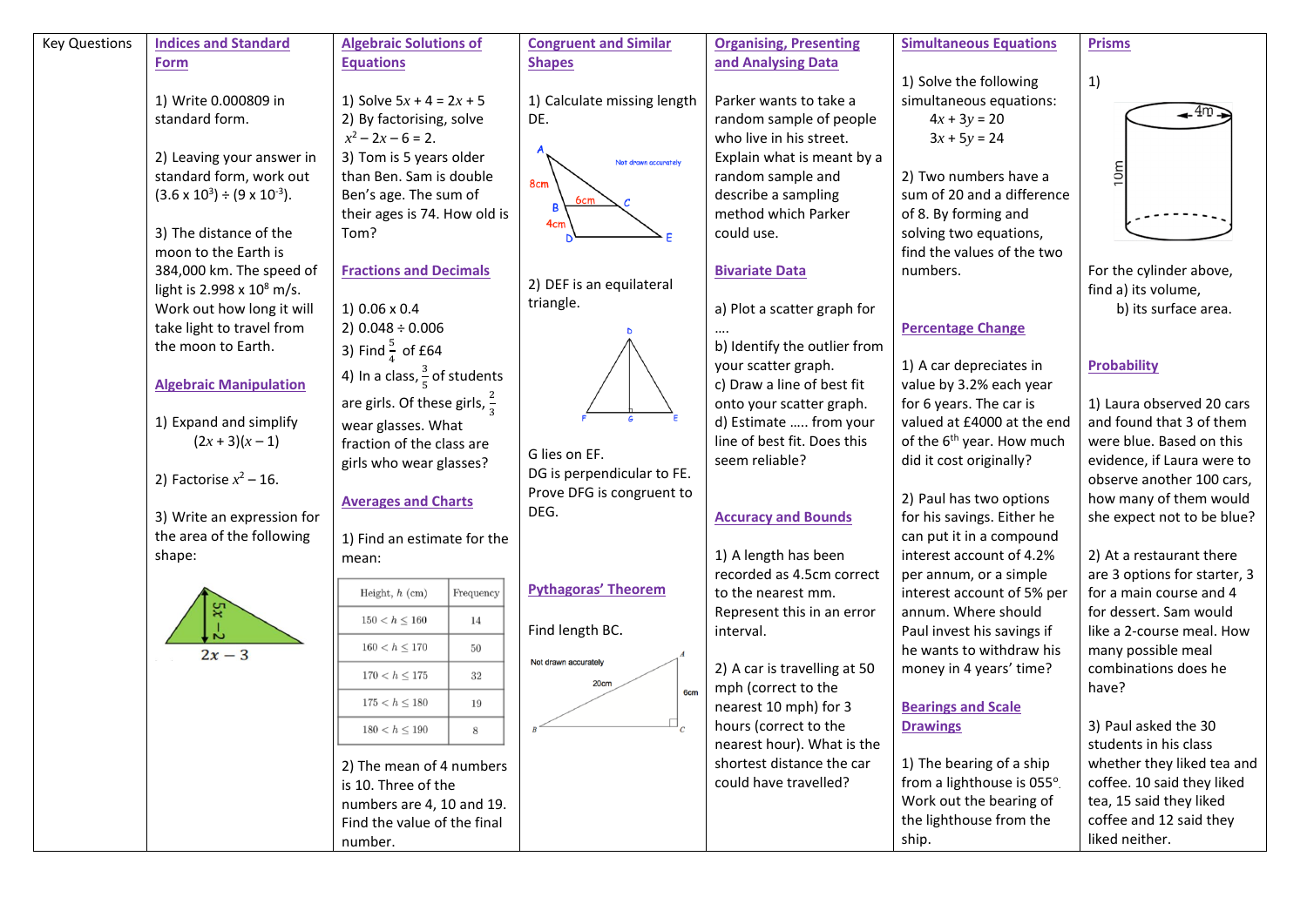## Key Questions

### Indices and Standard Form

1) Write 0.000809 in standard form.

2) Leaving your answer in standard form, work out $(3.6 \times 10^3) \div (9 \times 10^{-3})$.

3) The distance of the moon to the Earth is 384,000 km. The speed of light is $2.998 \times 10^8$ m/s. Work out how long it will take light to travel from the moon to Earth.

### Algebraic Manipulation

1) Expand and simplify $(2x + 3)(x - 1)$

2) Factorise $x^2 - 16$.

3) Write an expression for the area of the following shape:

(Triangle with height $5x - 2$ and base $2x - 3$)

### Algebraic Solutions of Equations

1) Solve $5x + 4 = 2x + 5$

2) By factorising, solve $x^2 - 2x - 6 = 2$.

3) Tom is 5 years older than Ben. Sam is double Ben's age. The sum of their ages is 74. How old is Tom?

### Fractions and Decimals

1) 0.06 x 0.4

2) 0.048 ÷ 0.006

3) Find $\frac{5}{4}$ of £64

4) In a class, $\frac{3}{5}$ of students are girls. Of these girls, $\frac{2}{3}$ wear glasses. What fraction of the class are girls who wear glasses?

### Averages and Charts

1) Find an estimate for the mean:

| Height, $h$ (cm) | Frequency |
|---|---|
| $150 < h \leq 160$ | 14 |
| $160 < h \leq 170$ | 50 |
| $170 < h \leq 175$ | 32 |
| $175 < h \leq 180$ | 19 |
| $180 < h \leq 190$ | 8 |

2) The mean of 4 numbers is 10. Three of the numbers are 4, 10 and 19. Find the value of the final number.

### Congruent and Similar Shapes

1) Calculate missing length DE.

(Diagram: A, B, C, D, E; 8cm, 6cm, 4cm; Not drawn accurately)

2) DEF is an equilateral triangle.

(Diagram: D, F, G, E)

G lies on EF.
DG is perpendicular to FE.
Prove DFG is congruent to DEG.

### Pythagoras' Theorem

Find length BC.

(Diagram: Not drawn accurately; A, B, C; 20cm, 6cm)

### Organising, Presenting and Analysing Data

Parker wants to take a random sample of people who live in his street. Explain what is meant by a random sample and describe a sampling method which Parker could use.

### Bivariate Data

a) Plot a scatter graph for ….

b) Identify the outlier from your scatter graph.

c) Draw a line of best fit onto your scatter graph.

d) Estimate ….. from your line of best fit. Does this seem reliable?

### Accuracy and Bounds

1) A length has been recorded as 4.5cm correct to the nearest mm. Represent this in an error interval.

2) A car is travelling at 50 mph (correct to the nearest 10 mph) for 3 hours (correct to the nearest hour). What is the shortest distance the car could have travelled?

### Simultaneous Equations

1) Solve the following simultaneous equations:

$4x + 3y = 20$
$3x + 5y = 24$

2) Two numbers have a sum of 20 and a difference of 8. By forming and solving two equations, find the values of the two numbers.

### Percentage Change

1) A car depreciates in value by 3.2% each year for 6 years. The car is valued at £4000 at the end of the 6th year. How much did it cost originally?

2) Paul has two options for his savings. Either he can put it in a compound interest account of 4.2% per annum, or a simple interest account of 5% per annum. Where should Paul invest his savings if he wants to withdraw his money in 4 years' time?

### Bearings and Scale Drawings

1) The bearing of a ship from a lighthouse is 055°. Work out the bearing of the lighthouse from the ship.

### Prisms

1)

(Cylinder diagram: 4m, 10m)

For the cylinder above, find a) its volume,
b) its surface area.

### Probability

1) Laura observed 20 cars and found that 3 of them were blue. Based on this evidence, if Laura were to observe another 100 cars, how many of them would she expect not to be blue?

2) At a restaurant there are 3 options for starter, 3 for a main course and 4 for dessert. Sam would like a 2-course meal. How many possible meal combinations does he have?

3) Paul asked the 30 students in his class whether they liked tea and coffee. 10 said they liked tea, 15 said they liked coffee and 12 said they liked neither.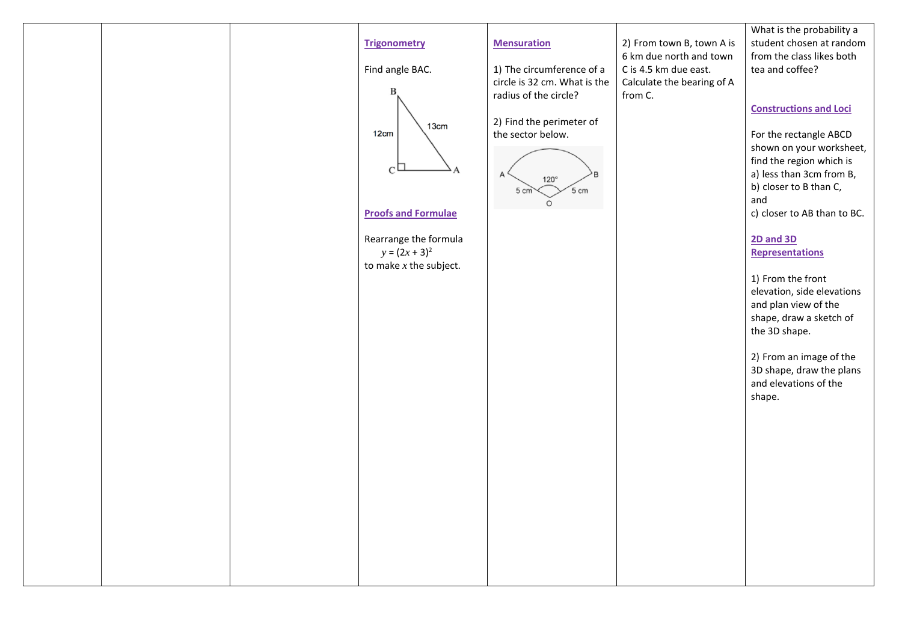| | | | | | | |
|---|---|---|---|---|---|---|
| | | | **Trigonometry**<br><br>Find angle BAC.<br><br>(Right-angled triangle: B at top, C at bottom-left with right angle, A at bottom-right; BC = 12cm, AB = 13cm)<br><br>**Proofs and Formulae**<br><br>Rearrange the formula<br>$y = (2x + 3)^2$<br>to make $x$ the subject. | **Mensuration**<br><br>1) The circumference of a circle is 32 cm. What is the radius of the circle?<br><br>2) Find the perimeter of the sector below.<br><br>(Sector AOB with OA = 5 cm, OB = 5 cm, angle AOB = 120°) | 2) From town B, town A is 6 km due north and town C is 4.5 km due east. Calculate the bearing of A from C. | What is the probability a student chosen at random from the class likes both tea and coffee?<br><br>**Constructions and Loci**<br><br>For the rectangle ABCD shown on your worksheet, find the region which is<br>a) less than 3cm from B,<br>b) closer to B than C,<br>and<br>c) closer to AB than to BC.<br><br>**2D and 3D Representations**<br><br>1) From the front elevation, side elevations and plan view of the shape, draw a sketch of the 3D shape.<br><br>2) From an image of the 3D shape, draw the plans and elevations of the shape. |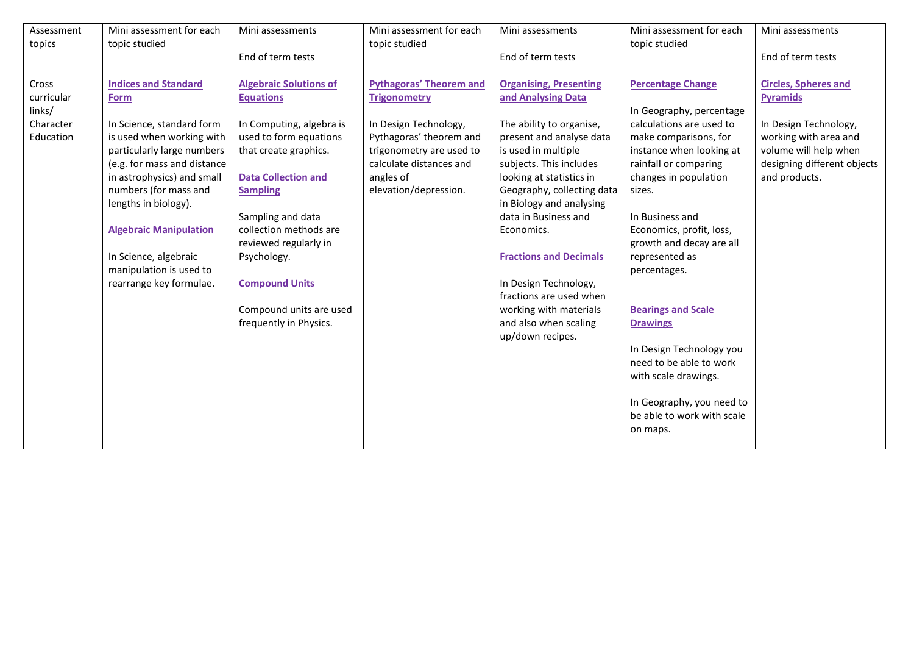| | | | | | | | |
|---|---|---|---|---|---|---|---|
| Assessment topics | Mini assessment for each topic studied | Mini assessments<br><br>End of term tests | Mini assessment for each topic studied | Mini assessments<br><br>End of term tests | Mini assessment for each topic studied | Mini assessments<br><br>End of term tests |
| Cross curricular links/ Character Education | **Indices and Standard Form**<br><br>In Science, standard form is used when working with particularly large numbers (e.g. for mass and distance in astrophysics) and small numbers (for mass and lengths in biology).<br><br>**Algebraic Manipulation**<br><br>In Science, algebraic manipulation is used to rearrange key formulae. | **Algebraic Solutions of Equations**<br><br>In Computing, algebra is used to form equations that create graphics.<br><br>**Data Collection and Sampling**<br><br>Sampling and data collection methods are reviewed regularly in Psychology.<br><br>**Compound Units**<br><br>Compound units are used frequently in Physics. | **Pythagoras' Theorem and Trigonometry**<br><br>In Design Technology, Pythagoras' theorem and trigonometry are used to calculate distances and angles of elevation/depression. | **Organising, Presenting and Analysing Data**<br><br>The ability to organise, present and analyse data is used in multiple subjects. This includes looking at statistics in Geography, collecting data in Biology and analysing data in Business and Economics.<br><br>**Fractions and Decimals**<br><br>In Design Technology, fractions are used when working with materials and also when scaling up/down recipes. | **Percentage Change**<br><br>In Geography, percentage calculations are used to make comparisons, for instance when looking at rainfall or comparing changes in population sizes.<br><br>In Business and Economics, profit, loss, growth and decay are all represented as percentages.<br><br>**Bearings and Scale Drawings**<br><br>In Design Technology you need to be able to work with scale drawings.<br><br>In Geography, you need to be able to work with scale on maps. | **Circles, Spheres and Pyramids**<br><br>In Design Technology, working with area and volume will help when designing different objects and products. |